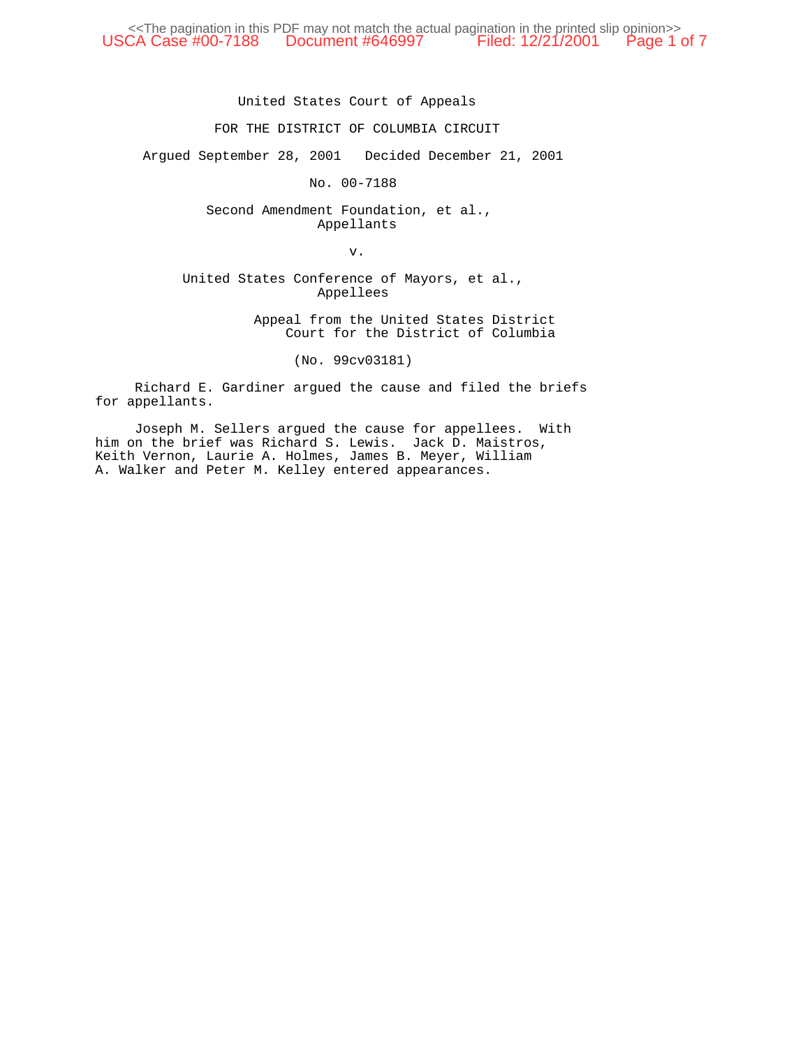United States Court of Appeals

FOR THE DISTRICT OF COLUMBIA CIRCUIT

Argued September 28, 2001 Decided December 21, 2001

No. 00-7188

Second Amendment Foundation, et al.,
Appellants

v.

United States Conference of Mayors, et al.,
Appellees

Appeal from the United States District
Court for the District of Columbia

(No. 99cv03181)

Richard E. Gardiner argued the cause and filed the briefs for appellants.

Joseph M. Sellers argued the cause for appellees. With him on the brief was Richard S. Lewis. Jack D. Maistros, Keith Vernon, Laurie A. Holmes, James B. Meyer, William A. Walker and Peter M. Kelley entered appearances.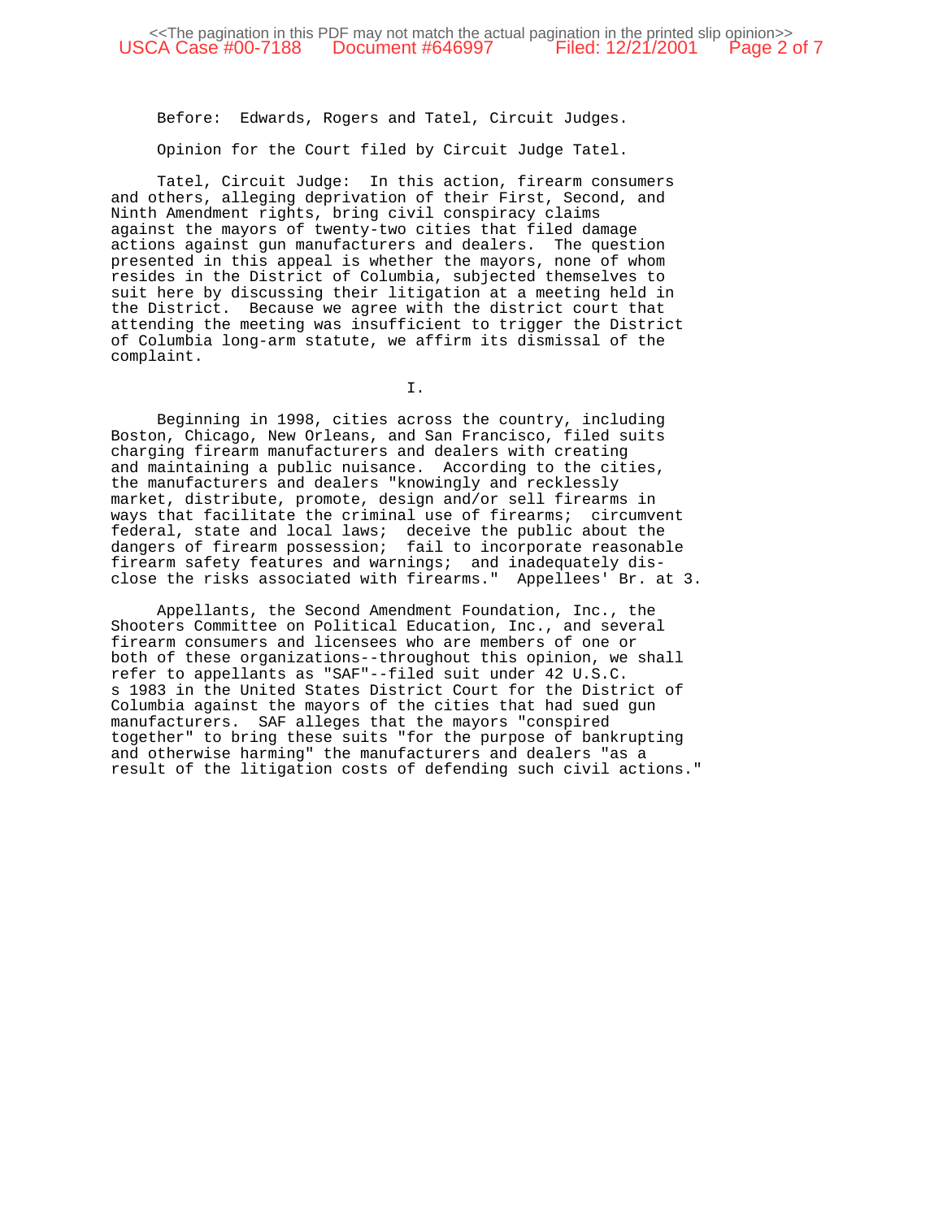Before: Edwards, Rogers and Tatel, Circuit Judges.

Opinion for the Court filed by Circuit Judge Tatel.

Tatel, Circuit Judge: In this action, firearm consumers and others, alleging deprivation of their First, Second, and Ninth Amendment rights, bring civil conspiracy claims against the mayors of twenty-two cities that filed damage actions against gun manufacturers and dealers. The question presented in this appeal is whether the mayors, none of whom resides in the District of Columbia, subjected themselves to suit here by discussing their litigation at a meeting held in the District. Because we agree with the district court that attending the meeting was insufficient to trigger the District of Columbia long-arm statute, we affirm its dismissal of the complaint.

I.

Beginning in 1998, cities across the country, including Boston, Chicago, New Orleans, and San Francisco, filed suits charging firearm manufacturers and dealers with creating and maintaining a public nuisance. According to the cities, the manufacturers and dealers "knowingly and recklessly market, distribute, promote, design and/or sell firearms in ways that facilitate the criminal use of firearms; circumvent federal, state and local laws; deceive the public about the dangers of firearm possession; fail to incorporate reasonable firearm safety features and warnings; and inadequately disclose the risks associated with firearms." Appellees' Br. at 3.

Appellants, the Second Amendment Foundation, Inc., the Shooters Committee on Political Education, Inc., and several firearm consumers and licensees who are members of one or both of these organizations--throughout this opinion, we shall refer to appellants as "SAF"--filed suit under 42 U.S.C. s 1983 in the United States District Court for the District of Columbia against the mayors of the cities that had sued gun manufacturers. SAF alleges that the mayors "conspired together" to bring these suits "for the purpose of bankrupting and otherwise harming" the manufacturers and dealers "as a result of the litigation costs of defending such civil actions."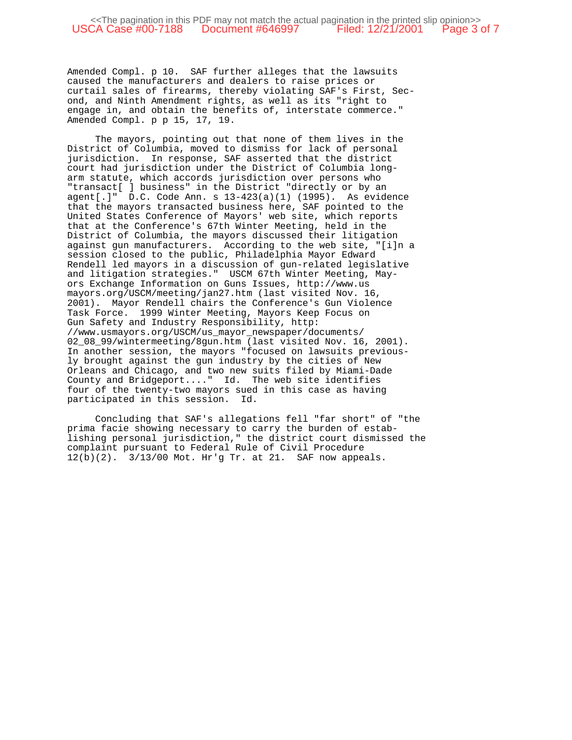Amended Compl. p 10. SAF further alleges that the lawsuits caused the manufacturers and dealers to raise prices or curtail sales of firearms, thereby violating SAF's First, Second, and Ninth Amendment rights, as well as its "right to engage in, and obtain the benefits of, interstate commerce." Amended Compl. p p 15, 17, 19.

The mayors, pointing out that none of them lives in the District of Columbia, moved to dismiss for lack of personal jurisdiction. In response, SAF asserted that the district court had jurisdiction under the District of Columbia long-arm statute, which accords jurisdiction over persons who "transact[ ] business" in the District "directly or by an agent[.]" D.C. Code Ann. s 13-423(a)(1) (1995). As evidence that the mayors transacted business here, SAF pointed to the United States Conference of Mayors' web site, which reports that at the Conference's 67th Winter Meeting, held in the District of Columbia, the mayors discussed their litigation against gun manufacturers. According to the web site, "[i]n a session closed to the public, Philadelphia Mayor Edward Rendell led mayors in a discussion of gun-related legislative and litigation strategies." USCM 67th Winter Meeting, Mayors Exchange Information on Guns Issues, http://www.usmayors.org/USCM/meeting/jan27.htm (last visited Nov. 16, 2001). Mayor Rendell chairs the Conference's Gun Violence Task Force. 1999 Winter Meeting, Mayors Keep Focus on Gun Safety and Industry Responsibility, http://www.usmayors.org/USCM/us_mayor_newspaper/documents/02_08_99/wintermeeting/8gun.htm (last visited Nov. 16, 2001). In another session, the mayors "focused on lawsuits previously brought against the gun industry by the cities of New Orleans and Chicago, and two new suits filed by Miami-Dade County and Bridgeport...." Id. The web site identifies four of the twenty-two mayors sued in this case as having participated in this session. Id.

Concluding that SAF's allegations fell "far short" of "the prima facie showing necessary to carry the burden of establishing personal jurisdiction," the district court dismissed the complaint pursuant to Federal Rule of Civil Procedure 12(b)(2). 3/13/00 Mot. Hr'g Tr. at 21. SAF now appeals.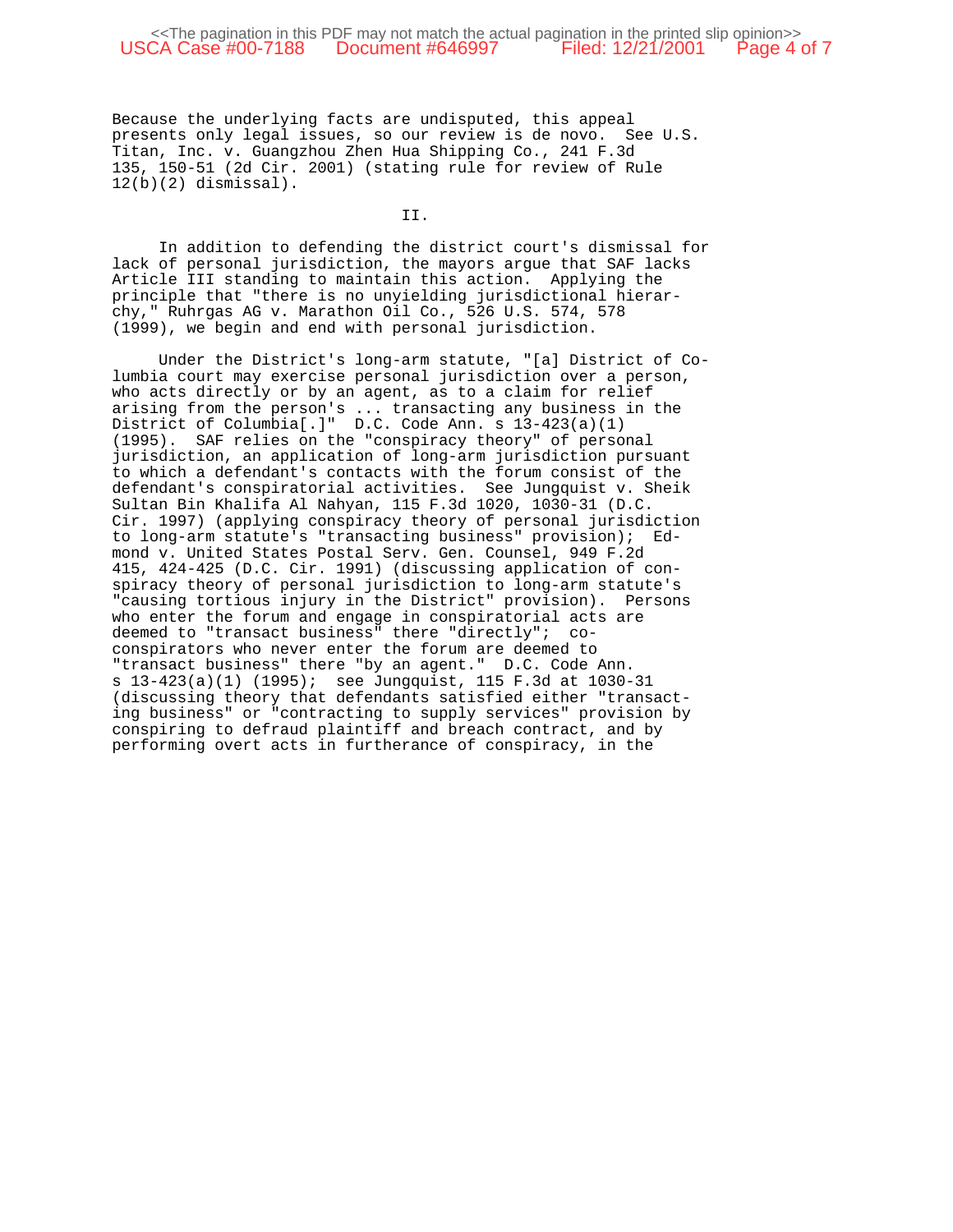Because the underlying facts are undisputed, this appeal presents only legal issues, so our review is de novo. See U.S. Titan, Inc. v. Guangzhou Zhen Hua Shipping Co., 241 F.3d 135, 150-51 (2d Cir. 2001) (stating rule for review of Rule 12(b)(2) dismissal).

## II.

In addition to defending the district court's dismissal for lack of personal jurisdiction, the mayors argue that SAF lacks Article III standing to maintain this action. Applying the principle that "there is no unyielding jurisdictional hierarchy," Ruhrgas AG v. Marathon Oil Co., 526 U.S. 574, 578 (1999), we begin and end with personal jurisdiction.

Under the District's long-arm statute, "[a] District of Columbia court may exercise personal jurisdiction over a person, who acts directly or by an agent, as to a claim for relief arising from the person's ... transacting any business in the District of Columbia[.]" D.C. Code Ann. s 13-423(a)(1) (1995). SAF relies on the "conspiracy theory" of personal jurisdiction, an application of long-arm jurisdiction pursuant to which a defendant's contacts with the forum consist of the defendant's conspiratorial activities. See Jungquist v. Sheik Sultan Bin Khalifa Al Nahyan, 115 F.3d 1020, 1030-31 (D.C. Cir. 1997) (applying conspiracy theory of personal jurisdiction to long-arm statute's "transacting business" provision); Edmond v. United States Postal Serv. Gen. Counsel, 949 F.2d 415, 424-425 (D.C. Cir. 1991) (discussing application of conspiracy theory of personal jurisdiction to long-arm statute's "causing tortious injury in the District" provision). Persons who enter the forum and engage in conspiratorial acts are deemed to "transact business" there "directly"; co-conspirators who never enter the forum are deemed to "transact business" there "by an agent." D.C. Code Ann. s 13-423(a)(1) (1995); see Jungquist, 115 F.3d at 1030-31 (discussing theory that defendants satisfied either "transacting business" or "contracting to supply services" provision by conspiring to defraud plaintiff and breach contract, and by performing overt acts in furtherance of conspiracy, in the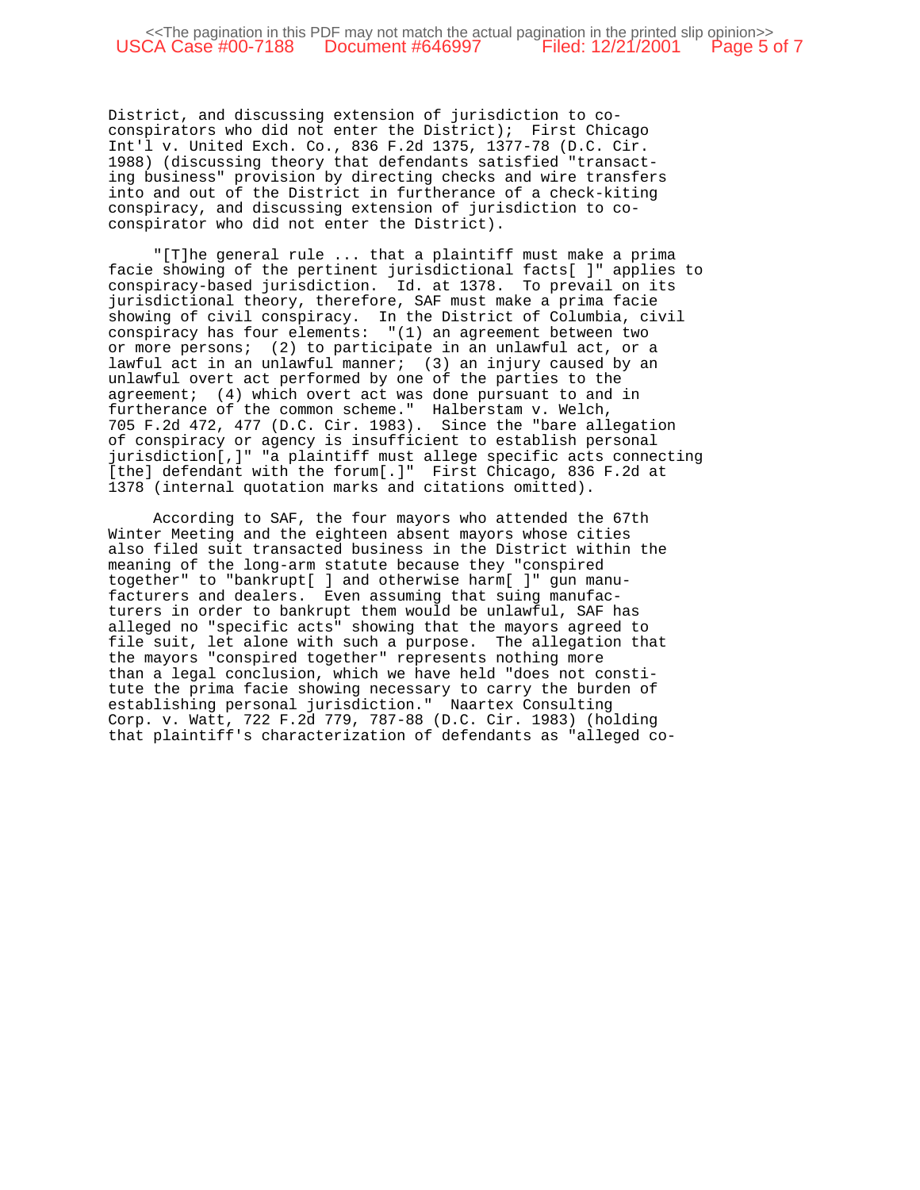District, and discussing extension of jurisdiction to co-conspirators who did not enter the District); First Chicago Int'l v. United Exch. Co., 836 F.2d 1375, 1377-78 (D.C. Cir. 1988) (discussing theory that defendants satisfied "transacting business" provision by directing checks and wire transfers into and out of the District in furtherance of a check-kiting conspiracy, and discussing extension of jurisdiction to co-conspirator who did not enter the District).

"[T]he general rule ... that a plaintiff must make a prima facie showing of the pertinent jurisdictional facts[ ]" applies to conspiracy-based jurisdiction. Id. at 1378. To prevail on its jurisdictional theory, therefore, SAF must make a prima facie showing of civil conspiracy. In the District of Columbia, civil conspiracy has four elements: "(1) an agreement between two or more persons; (2) to participate in an unlawful act, or a lawful act in an unlawful manner; (3) an injury caused by an unlawful overt act performed by one of the parties to the agreement; (4) which overt act was done pursuant to and in furtherance of the common scheme." Halberstam v. Welch, 705 F.2d 472, 477 (D.C. Cir. 1983). Since the "bare allegation of conspiracy or agency is insufficient to establish personal jurisdiction[,]" "a plaintiff must allege specific acts connecting [the] defendant with the forum[.]" First Chicago, 836 F.2d at 1378 (internal quotation marks and citations omitted).

According to SAF, the four mayors who attended the 67th Winter Meeting and the eighteen absent mayors whose cities also filed suit transacted business in the District within the meaning of the long-arm statute because they "conspired together" to "bankrupt[ ] and otherwise harm[ ]" gun manufacturers and dealers. Even assuming that suing manufacturers in order to bankrupt them would be unlawful, SAF has alleged no "specific acts" showing that the mayors agreed to file suit, let alone with such a purpose. The allegation that the mayors "conspired together" represents nothing more than a legal conclusion, which we have held "does not constitute the prima facie showing necessary to carry the burden of establishing personal jurisdiction." Naartex Consulting Corp. v. Watt, 722 F.2d 779, 787-88 (D.C. Cir. 1983) (holding that plaintiff's characterization of defendants as "alleged co-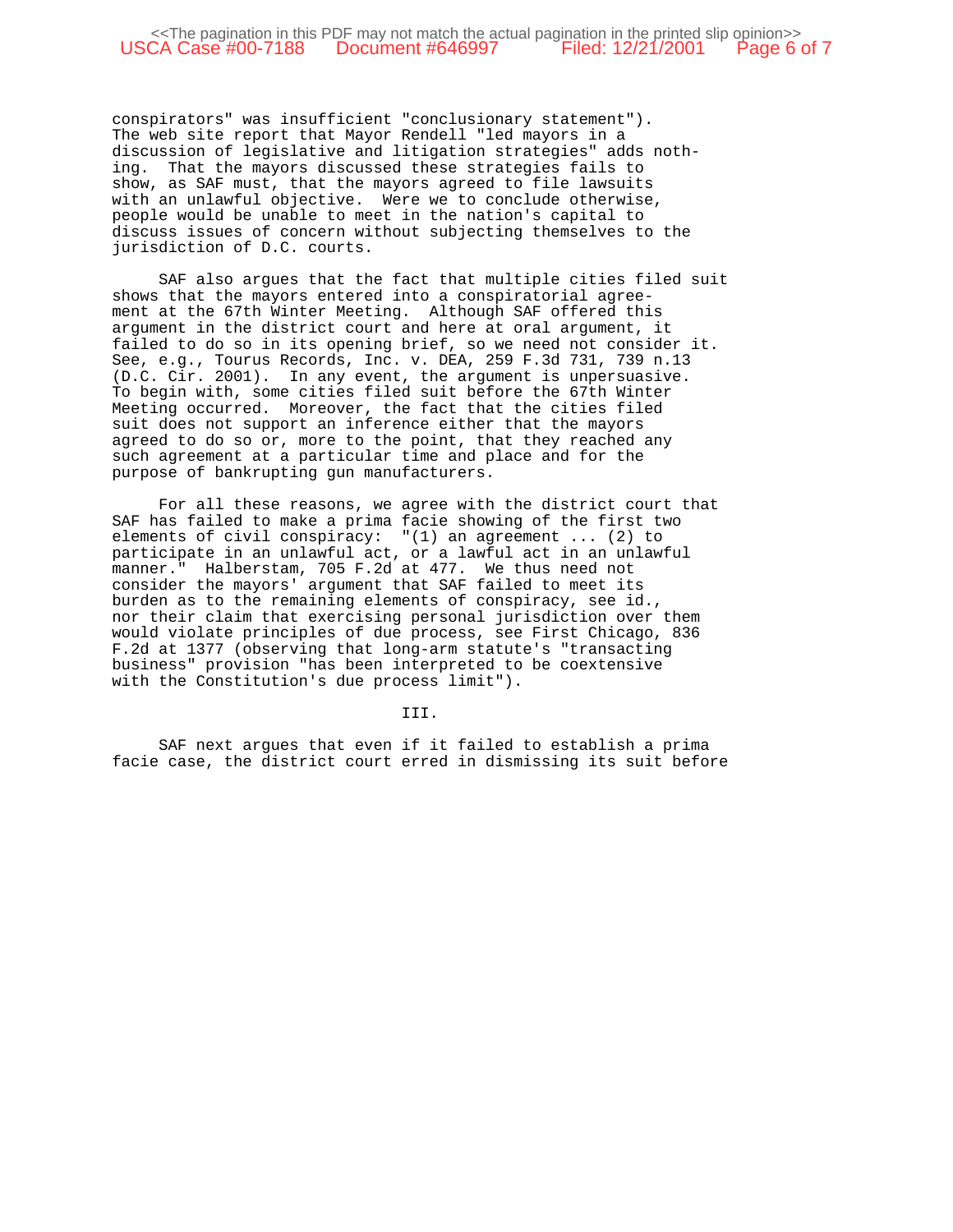conspirators" was insufficient "conclusionary statement"). The web site report that Mayor Rendell "led mayors in a discussion of legislative and litigation strategies" adds nothing. That the mayors discussed these strategies fails to show, as SAF must, that the mayors agreed to file lawsuits with an unlawful objective. Were we to conclude otherwise, people would be unable to meet in the nation's capital to discuss issues of concern without subjecting themselves to the jurisdiction of D.C. courts.

SAF also argues that the fact that multiple cities filed suit shows that the mayors entered into a conspiratorial agreement at the 67th Winter Meeting. Although SAF offered this argument in the district court and here at oral argument, it failed to do so in its opening brief, so we need not consider it. See, e.g., Tourus Records, Inc. v. DEA, 259 F.3d 731, 739 n.13 (D.C. Cir. 2001). In any event, the argument is unpersuasive. To begin with, some cities filed suit before the 67th Winter Meeting occurred. Moreover, the fact that the cities filed suit does not support an inference either that the mayors agreed to do so or, more to the point, that they reached any such agreement at a particular time and place and for the purpose of bankrupting gun manufacturers.

For all these reasons, we agree with the district court that SAF has failed to make a prima facie showing of the first two elements of civil conspiracy: "(1) an agreement ... (2) to participate in an unlawful act, or a lawful act in an unlawful manner." Halberstam, 705 F.2d at 477. We thus need not consider the mayors' argument that SAF failed to meet its burden as to the remaining elements of conspiracy, see id., nor their claim that exercising personal jurisdiction over them would violate principles of due process, see First Chicago, 836 F.2d at 1377 (observing that long-arm statute's "transacting business" provision "has been interpreted to be coextensive with the Constitution's due process limit").

III.

SAF next argues that even if it failed to establish a prima facie case, the district court erred in dismissing its suit before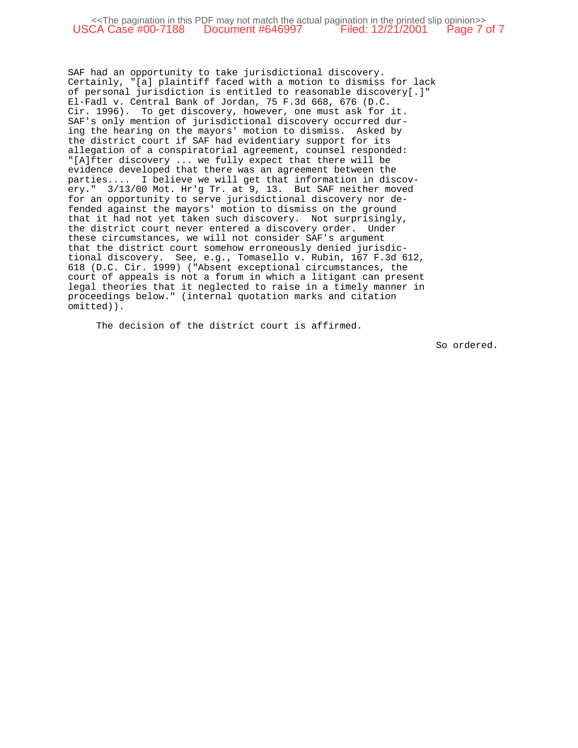SAF had an opportunity to take jurisdictional discovery. Certainly, "[a] plaintiff faced with a motion to dismiss for lack of personal jurisdiction is entitled to reasonable discovery[.]" El-Fadl v. Central Bank of Jordan, 75 F.3d 668, 676 (D.C. Cir. 1996). To get discovery, however, one must ask for it. SAF's only mention of jurisdictional discovery occurred during the hearing on the mayors' motion to dismiss. Asked by the district court if SAF had evidentiary support for its allegation of a conspiratorial agreement, counsel responded: "[A]fter discovery ... we fully expect that there will be evidence developed that there was an agreement between the parties.... I believe we will get that information in discovery." 3/13/00 Mot. Hr'g Tr. at 9, 13. But SAF neither moved for an opportunity to serve jurisdictional discovery nor defended against the mayors' motion to dismiss on the ground that it had not yet taken such discovery. Not surprisingly, the district court never entered a discovery order. Under these circumstances, we will not consider SAF's argument that the district court somehow erroneously denied jurisdictional discovery. See, e.g., Tomasello v. Rubin, 167 F.3d 612, 618 (D.C. Cir. 1999) ("Absent exceptional circumstances, the court of appeals is not a forum in which a litigant can present legal theories that it neglected to raise in a timely manner in proceedings below." (internal quotation marks and citation omitted)).

The decision of the district court is affirmed.

So ordered.